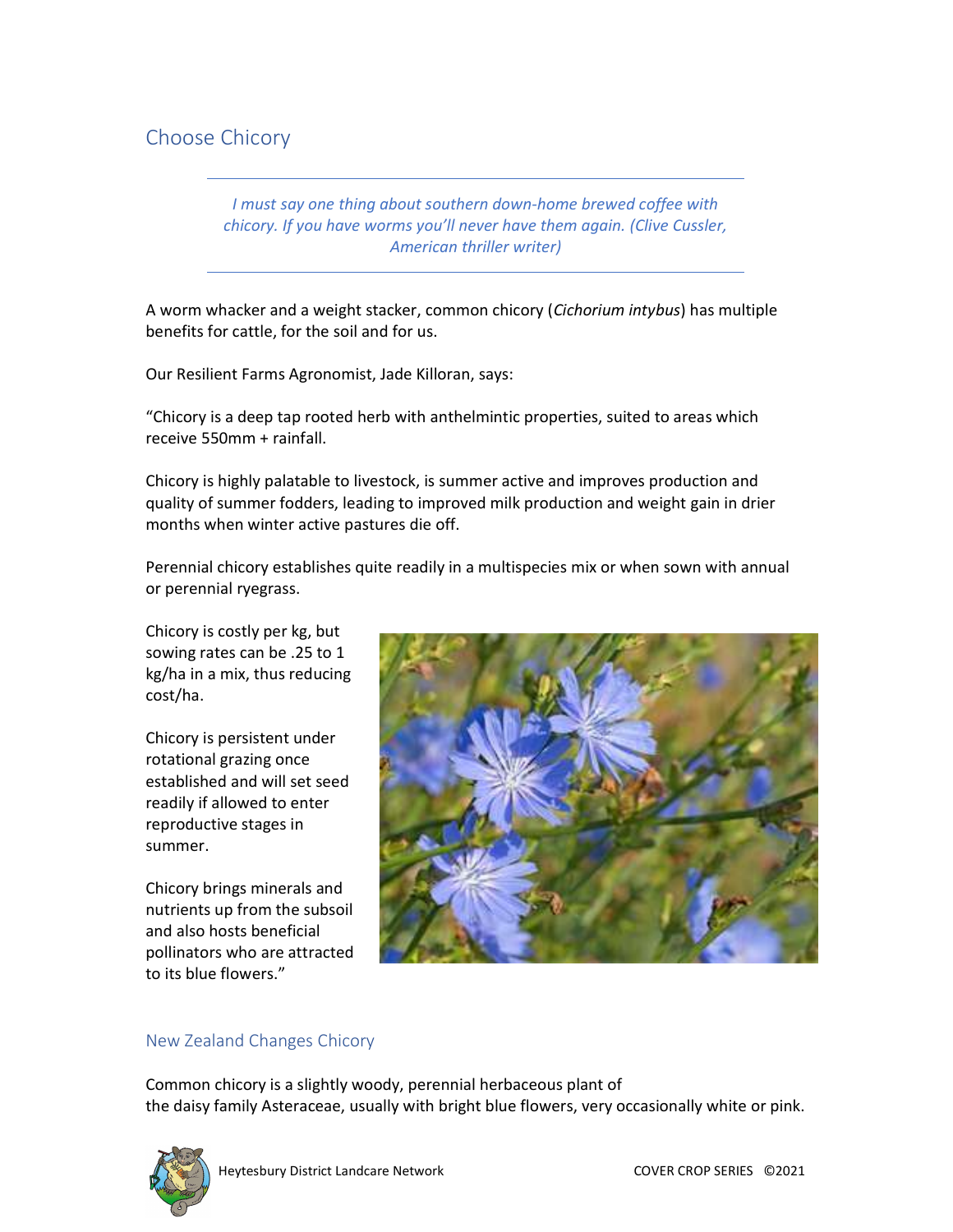## Choose Chicory

---

*I must say one thing about southern down-home brewed coffee with chicory. If you have worms you'll never have them again. (Clive Cussler, American thriller writer)*

---

A worm whacker and a weight stacker, common chicory (*Cichorium intybus*) has multiple benefits for cattle, for the soil and for us.

Our Resilient Farms Agronomist, Jade Killoran, says:

"Chicory is a deep tap rooted herb with anthelmintic properties, suited to areas which receive 550mm + rainfall.

Chicory is highly palatable to livestock, is summer active and improves production and quality of summer fodders, leading to improved milk production and weight gain in drier months when winter active pastures die off.

Perennial chicory establishes quite readily in a multispecies mix or when sown with annual or perennial ryegrass.

Chicory is costly per kg, but sowing rates can be .25 to 1 kg/ha in a mix, thus reducing cost/ha.

Chicory is persistent under rotational grazing once established and will set seed readily if allowed to enter reproductive stages in summer.

Chicory brings minerals and nutrients up from the subsoil and also hosts beneficial pollinators who are attracted to its blue flowers."

### New Zealand Changes Chicory

Common chicory is a slightly woody, perennial herbaceous plant of the daisy family Asteraceae, usually with bright blue flowers, very occasionally white or pink.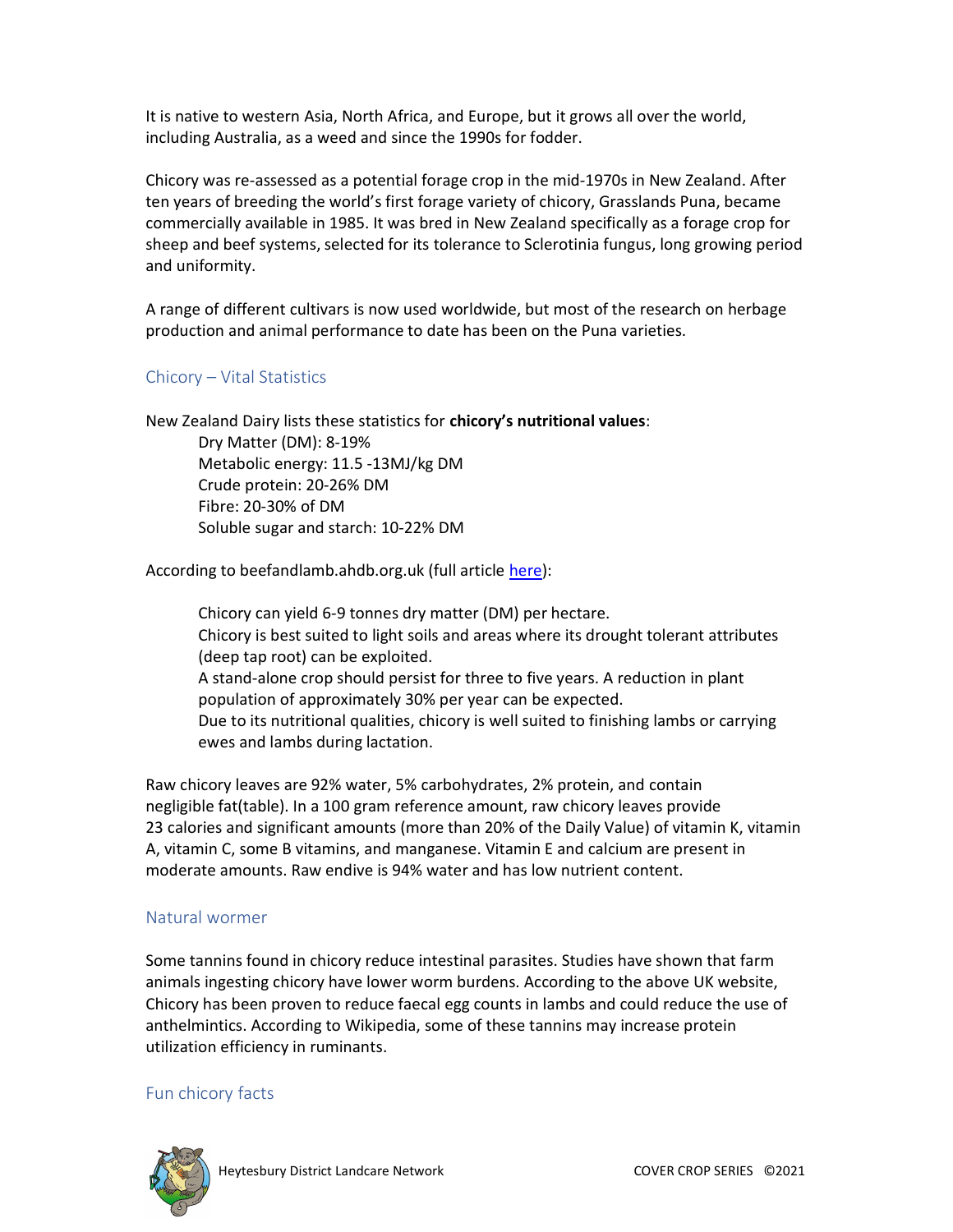It is native to western Asia, North Africa, and Europe, but it grows all over the world, including Australia, as a weed and since the 1990s for fodder.

Chicory was re-assessed as a potential forage crop in the mid-1970s in New Zealand. After ten years of breeding the world's first forage variety of chicory, Grasslands Puna, became commercially available in 1985. It was bred in New Zealand specifically as a forage crop for sheep and beef systems, selected for its tolerance to Sclerotinia fungus, long growing period and uniformity.

A range of different cultivars is now used worldwide, but most of the research on herbage production and animal performance to date has been on the Puna varieties.

## Chicory – Vital Statistics

New Zealand Dairy lists these statistics for **chicory's nutritional values**:

Dry Matter (DM): 8-19%
Metabolic energy: 11.5 -13MJ/kg DM
Crude protein: 20-26% DM
Fibre: 20-30% of DM
Soluble sugar and starch: 10-22% DM

According to beefandlamb.ahdb.org.uk (full article [here](#)):

Chicory can yield 6-9 tonnes dry matter (DM) per hectare.
Chicory is best suited to light soils and areas where its drought tolerant attributes (deep tap root) can be exploited.
A stand-alone crop should persist for three to five years. A reduction in plant population of approximately 30% per year can be expected.
Due to its nutritional qualities, chicory is well suited to finishing lambs or carrying ewes and lambs during lactation.

Raw chicory leaves are 92% water, 5% carbohydrates, 2% protein, and contain negligible fat(table). In a 100 gram reference amount, raw chicory leaves provide 23 calories and significant amounts (more than 20% of the Daily Value) of vitamin K, vitamin A, vitamin C, some B vitamins, and manganese. Vitamin E and calcium are present in moderate amounts. Raw endive is 94% water and has low nutrient content.

## Natural wormer

Some tannins found in chicory reduce intestinal parasites. Studies have shown that farm animals ingesting chicory have lower worm burdens. According to the above UK website, Chicory has been proven to reduce faecal egg counts in lambs and could reduce the use of anthelmintics. According to Wikipedia, some of these tannins may increase protein utilization efficiency in ruminants.

## Fun chicory facts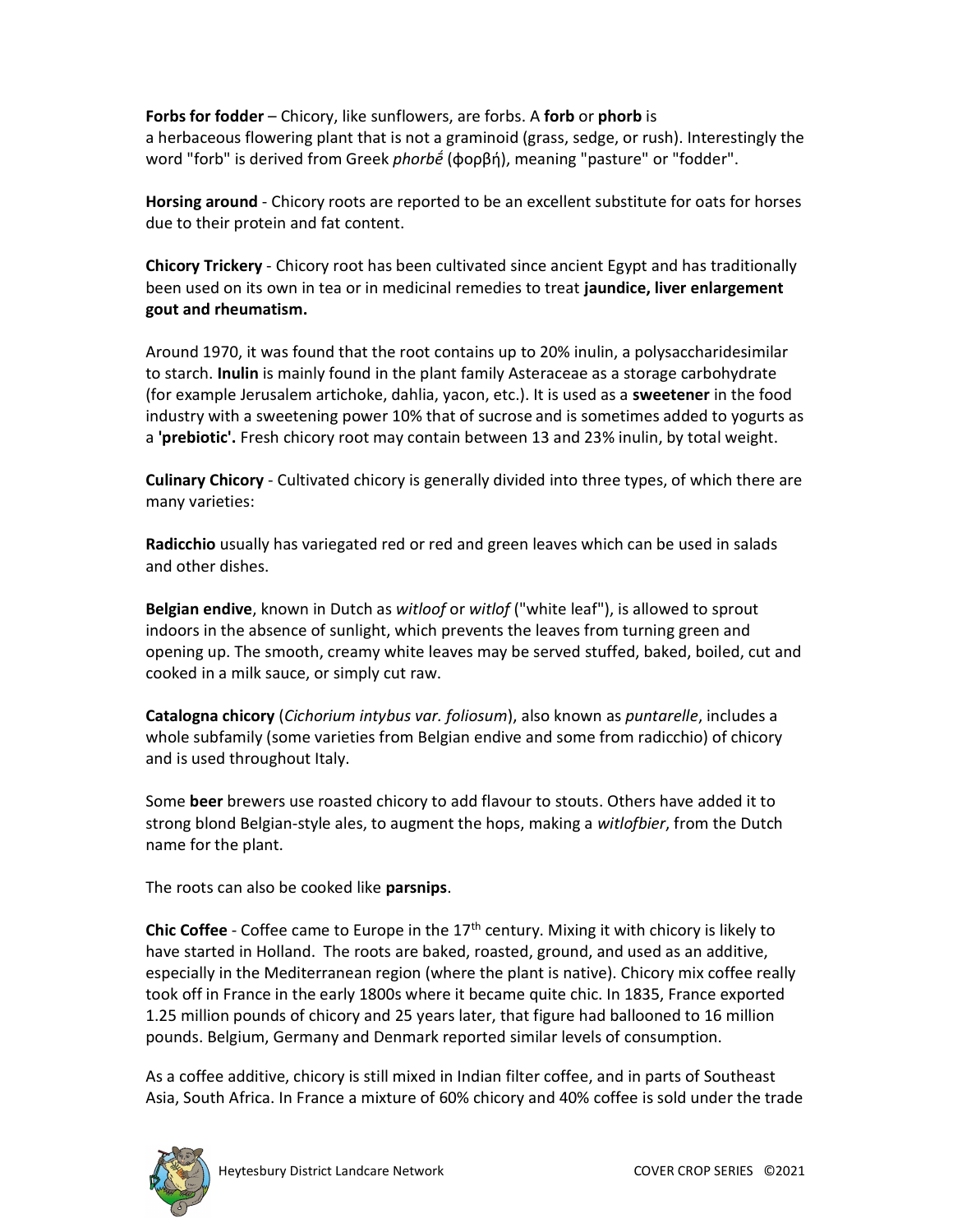**Forbs for fodder** – Chicory, like sunflowers, are forbs. A **forb** or **phorb** is a herbaceous flowering plant that is not a graminoid (grass, sedge, or rush). Interestingly the word "forb" is derived from Greek *phorbḗ* (φορβή), meaning "pasture" or "fodder".

**Horsing around** - Chicory roots are reported to be an excellent substitute for oats for horses due to their protein and fat content.

**Chicory Trickery** - Chicory root has been cultivated since ancient Egypt and has traditionally been used on its own in tea or in medicinal remedies to treat **jaundice, liver enlargement gout and rheumatism.**

Around 1970, it was found that the root contains up to 20% inulin, a polysaccharidesimilar to starch. **Inulin** is mainly found in the plant family Asteraceae as a storage carbohydrate (for example Jerusalem artichoke, dahlia, yacon, etc.). It is used as a **sweetener** in the food industry with a sweetening power 10% that of sucrose and is sometimes added to yogurts as a **'prebiotic'.** Fresh chicory root may contain between 13 and 23% inulin, by total weight.

**Culinary Chicory** - Cultivated chicory is generally divided into three types, of which there are many varieties:

**Radicchio** usually has variegated red or red and green leaves which can be used in salads and other dishes.

**Belgian endive**, known in Dutch as *witloof* or *witlof* ("white leaf"), is allowed to sprout indoors in the absence of sunlight, which prevents the leaves from turning green and opening up. The smooth, creamy white leaves may be served stuffed, baked, boiled, cut and cooked in a milk sauce, or simply cut raw.

**Catalogna chicory** (*Cichorium intybus var. foliosum*), also known as *puntarelle*, includes a whole subfamily (some varieties from Belgian endive and some from radicchio) of chicory and is used throughout Italy.

Some **beer** brewers use roasted chicory to add flavour to stouts. Others have added it to strong blond Belgian-style ales, to augment the hops, making a *witlofbier*, from the Dutch name for the plant.

The roots can also be cooked like **parsnips**.

**Chic Coffee** - Coffee came to Europe in the 17th century. Mixing it with chicory is likely to have started in Holland. The roots are baked, roasted, ground, and used as an additive, especially in the Mediterranean region (where the plant is native). Chicory mix coffee really took off in France in the early 1800s where it became quite chic. In 1835, France exported 1.25 million pounds of chicory and 25 years later, that figure had ballooned to 16 million pounds. Belgium, Germany and Denmark reported similar levels of consumption.

As a coffee additive, chicory is still mixed in Indian filter coffee, and in parts of Southeast Asia, South Africa. In France a mixture of 60% chicory and 40% coffee is sold under the trade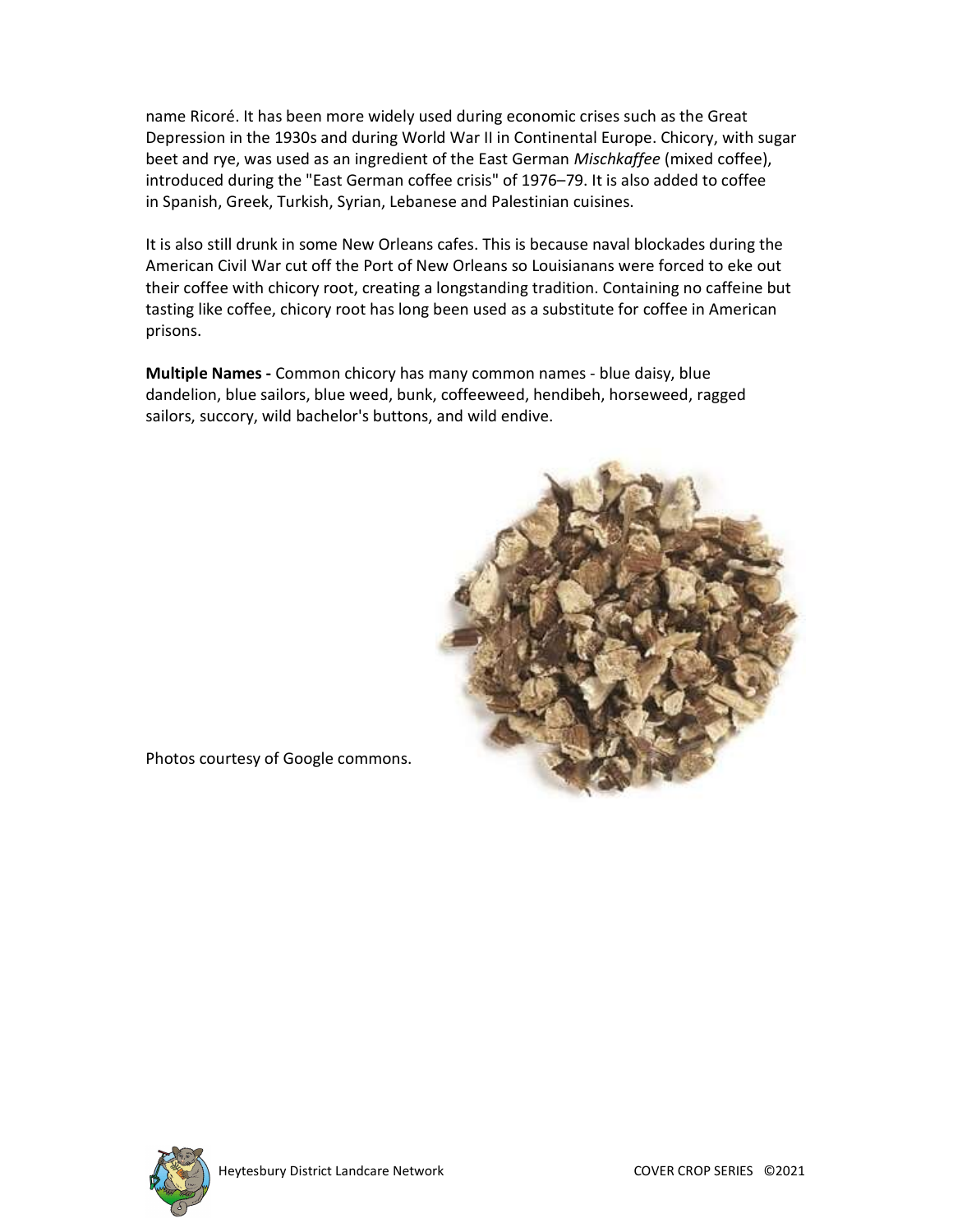name Ricoré. It has been more widely used during economic crises such as the Great Depression in the 1930s and during World War II in Continental Europe. Chicory, with sugar beet and rye, was used as an ingredient of the East German *Mischkaffee* (mixed coffee), introduced during the "East German coffee crisis" of 1976–79. It is also added to coffee in Spanish, Greek, Turkish, Syrian, Lebanese and Palestinian cuisines.

It is also still drunk in some New Orleans cafes. This is because naval blockades during the American Civil War cut off the Port of New Orleans so Louisianans were forced to eke out their coffee with chicory root, creating a longstanding tradition. Containing no caffeine but tasting like coffee, chicory root has long been used as a substitute for coffee in American prisons.

**Multiple Names -** Common chicory has many common names - blue daisy, blue dandelion, blue sailors, blue weed, bunk, coffeeweed, hendibeh, horseweed, ragged sailors, succory, wild bachelor's buttons, and wild endive.

Photos courtesy of Google commons.